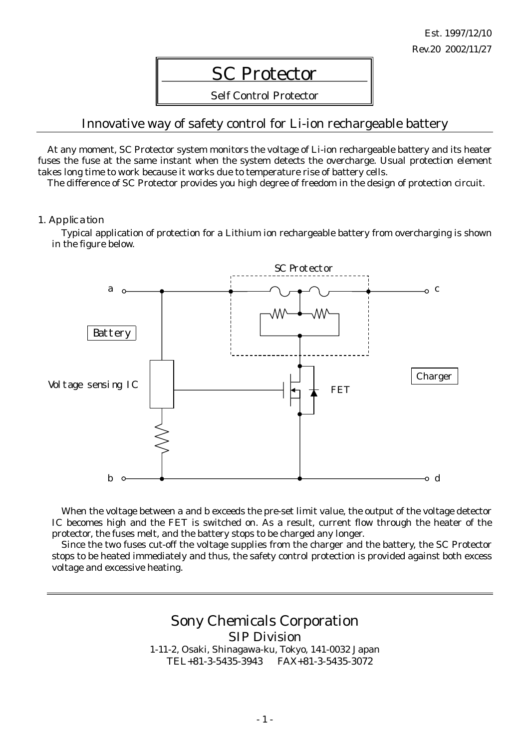Est. 1997/12/10

Rev.20 2002/11/27

# SC Protector

Self Control Protector

## Innovative way of safety control for Li-ion rechargeable battery

At any moment, SC Protector system monitors the voltage of Li-ion rechargeable battery and its heater fuses the fuse at the same instant when the system detects the overcharge. Usual protection element takes long time to work because it works due to temperature rise of battery cells.

The difference of SC Protector provides you high degree of freedom in the design of protection circuit.

### 1. Application

Typical application of protection for a Lithium ion rechargeable battery from overcharging is shown in the figure below.

When the voltage between a and b exceeds the pre-set limit value, the output of the voltage detector IC becomes high and the FET is switched on. As a result, current flow through the heater of the protector, the fuses melt, and the battery stops to be charged any longer.

Since the two fuses cut-off the voltage supplies from the charger and the battery, the SC Protector stops to be heated immediately and thus, the safety control protection is provided against both excess voltage and excessive heating.

**Sony Chemicals Corporation**

**SIP Division**

1-11-2, Osaki, Shinagawa-ku, Tokyo, 141-0032 Japan

TEL+81-3-5435-3943 FAX+81-3-5435-3072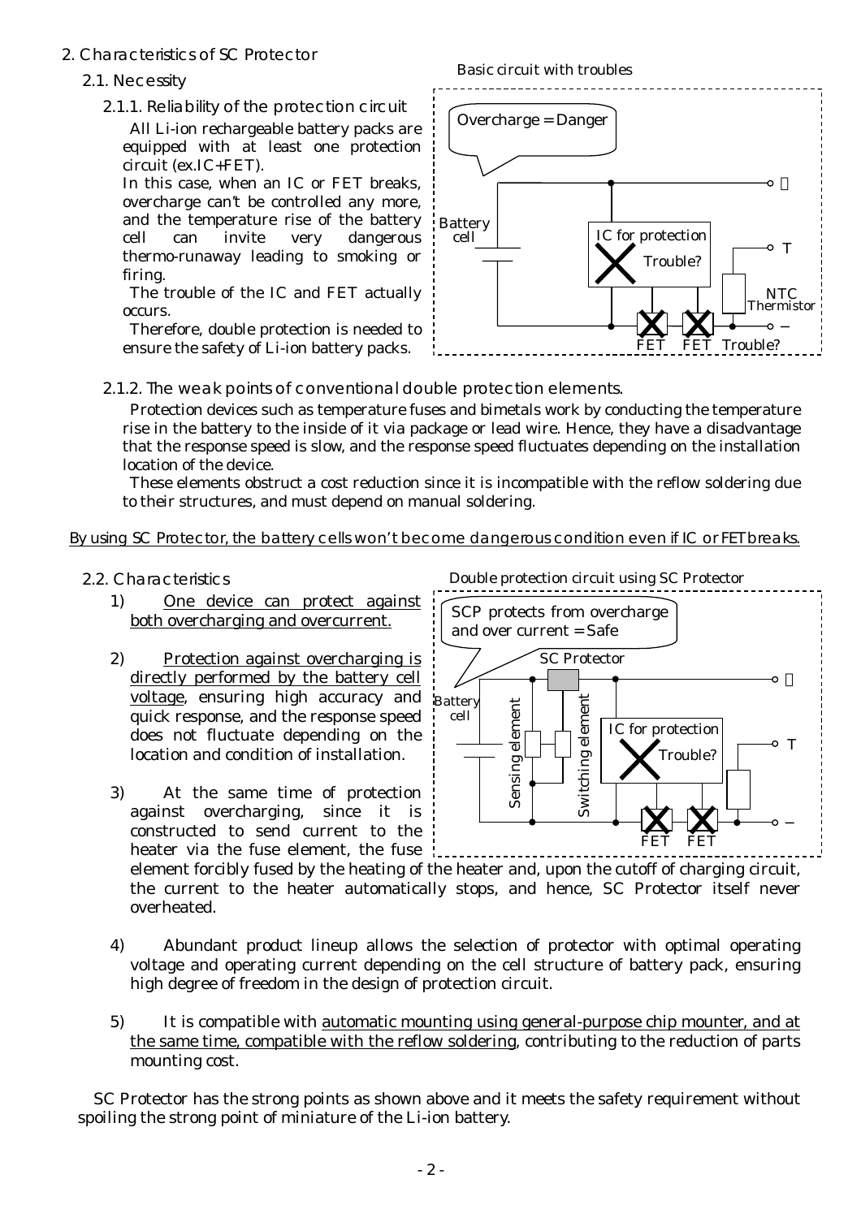## 2. Characteristics of SC Protector

### 2.1. Necessity

#### 2.1.1. Reliability of the protection circuit

All Li-ion rechargeable battery packs are equipped with at least one protection circuit (ex.IC+FET).

In this case, when an IC or FET breaks, overcharge can't be controlled any more, and the temperature rise of the battery cell can invite very dangerous thermo-runaway leading to smoking or firing.

The trouble of the IC and FET actually occurs.

Therefore, double protection is needed to ensure the safety of Li-ion battery packs.

Basic circuit with troubles

Overcharge = Danger

Battery cell — IC for protection — Trouble? — T — NTC Thermistor — FET FET Trouble? — ＋ — −

#### 2.1.2. The weak points of conventional double protection elements.

Protection devices such as temperature fuses and bimetals work by conducting the temperature rise in the battery to the inside of it via package or lead wire. Hence, they have a disadvantage that the response speed is slow, and the response speed fluctuates depending on the installation location of the device.

These elements obstruct a cost reduction since it is incompatible with the reflow soldering due to their structures, and must depend on manual soldering.

<u>By using SC Protector, the battery cells won't become dangerous condition even if IC or FET breaks.</u>

### 2.2. Characteristics

Double protection circuit using SC Protector

SCP protects from overcharge and over current = Safe

SC Protector — Battery cell — Sensing element — Switching element — IC for protection — Trouble? — T — FET FET — ＋ — −

1) <u>One device can protect against both overcharging and overcurrent.</u>

2) <u>Protection against overcharging is directly performed by the battery cell voltage</u>, ensuring high accuracy and quick response, and the response speed does not fluctuate depending on the location and condition of installation.

3) At the same time of protection against overcharging, since it is constructed to send current to the heater via the fuse element, the fuse element forcibly fused by the heating of the heater and, upon the cutoff of charging circuit, the current to the heater automatically stops, and hence, SC Protector itself never overheated.

4) Abundant product lineup allows the selection of protector with optimal operating voltage and operating current depending on the cell structure of battery pack, ensuring high degree of freedom in the design of protection circuit.

5) It is compatible with <u>automatic mounting using general-purpose chip mounter, and at the same time, compatible with the reflow soldering</u>, contributing to the reduction of parts mounting cost.

SC Protector has the strong points as shown above and it meets the safety requirement without spoiling the strong point of miniature of the Li-ion battery.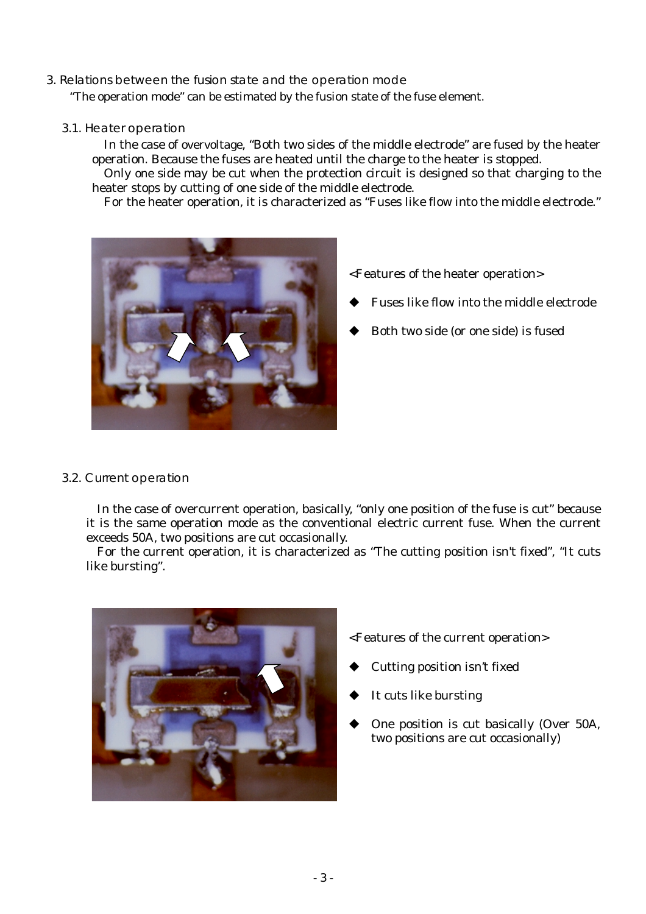## 3. Relations between the fusion state and the operation mode

"The operation mode" can be estimated by the fusion state of the fuse element.

### 3.1. Heater operation

In the case of overvoltage, "Both two sides of the middle electrode" are fused by the heater operation. Because the fuses are heated until the charge to the heater is stopped.

Only one side may be cut when the protection circuit is designed so that charging to the heater stops by cutting of one side of the middle electrode.

For the heater operation, it is characterized as "Fuses like flow into the middle electrode."

<Features of the heater operation>

- Fuses like flow into the middle electrode
- Both two side (or one side) is fused

### 3.2. Current operation

In the case of overcurrent operation, basically, "only one position of the fuse is cut" because it is the same operation mode as the conventional electric current fuse. When the current exceeds 50A, two positions are cut occasionally.

For the current operation, it is characterized as "The cutting position isn't fixed", "It cuts like bursting".

<Features of the current operation>

- Cutting position isn't fixed
- It cuts like bursting
- One position is cut basically (Over 50A, two positions are cut occasionally)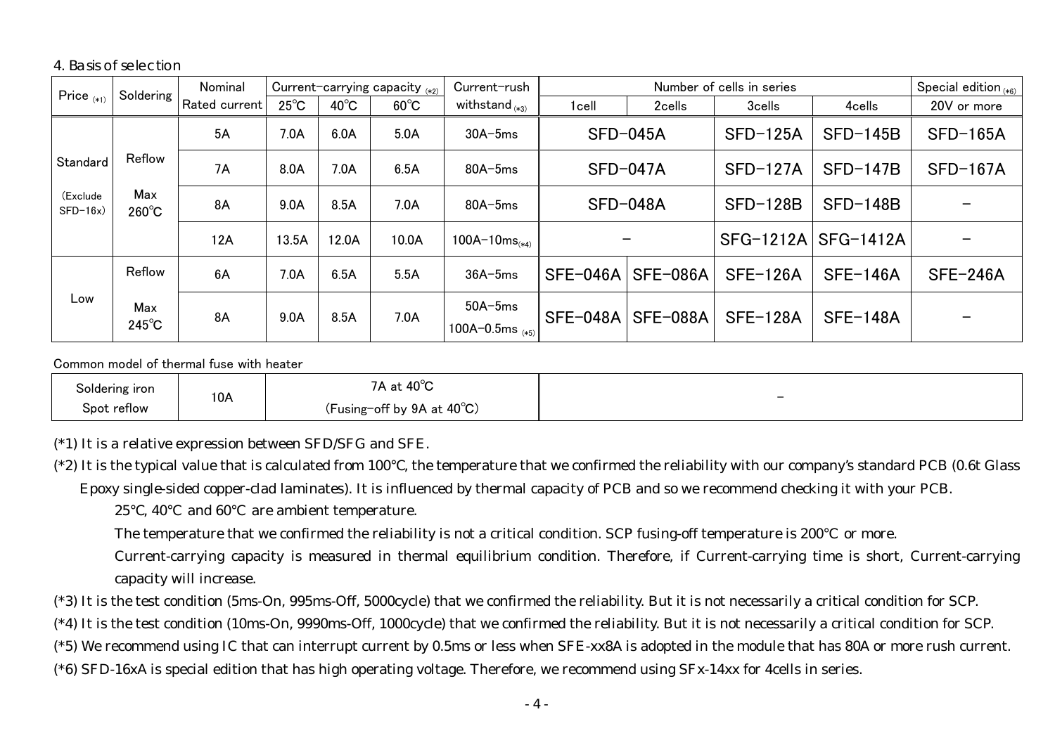## 4. Basis of selection

| Price (*1) | Soldering | Nominal Rated current | Current-carrying capacity (*2) | | | Current-rush withstand (*3) | Number of cells in series | | | | Special edition (*6) |
|---|---|---|---|---|---|---|---|---|---|---|---|
| | | | 25℃ | 40℃ | 60℃ | | 1cell | 2cells | 3cells | 4cells | 20V or more |
| Standard (Exclude SFD-16x) | Reflow Max 260℃ | 5A | 7.0A | 6.0A | 5.0A | 30A-5ms | SFD-045A | | SFD-125A | SFD-145B | SFD-165A |
| | | 7A | 8.0A | 7.0A | 6.5A | 80A-5ms | SFD-047A | | SFD-127A | SFD-147B | SFD-167A |
| | | 8A | 9.0A | 8.5A | 7.0A | 80A-5ms | SFD-048A | | SFD-128B | SFD-148B | - |
| | | 12A | 13.5A | 12.0A | 10.0A | 100A-10ms(*4) | - | | SFG-1212A | SFG-1412A | - |
| Low | Reflow Max 245℃ | 6A | 7.0A | 6.5A | 5.5A | 36A-5ms | SFE-046A | SFE-086A | SFE-126A | SFE-146A | SFE-246A |
| | | 8A | 9.0A | 8.5A | 7.0A | 50A-5ms<br>100A-0.5ms (*5) | SFE-048A | SFE-088A | SFE-128A | SFE-148A | - |

Common model of thermal fuse with heater

| Soldering iron<br>Spot reflow | 10A | 7A at 40℃<br>(Fusing-off by 9A at 40℃) | - |
|---|---|---|---|

(*1) It is a relative expression between SFD/SFG and SFE.

(*2) It is the typical value that is calculated from 100℃, the temperature that we confirmed the reliability with our company's standard PCB (0.6t Glass Epoxy single-sided copper-clad laminates). It is influenced by thermal capacity of PCB and so we recommend checking it with your PCB.

25℃, 40℃ and 60℃ are ambient temperature.

The temperature that we confirmed the reliability is not a critical condition. SCP fusing-off temperature is 200℃ or more.

Current-carrying capacity is measured in thermal equilibrium condition. Therefore, if Current-carrying time is short, Current-carrying capacity will increase.

(*3) It is the test condition (5ms-On, 995ms-Off, 5000cycle) that we confirmed the reliability. But it is not necessarily a critical condition for SCP.

(*4) It is the test condition (10ms-On, 9990ms-Off, 1000cycle) that we confirmed the reliability. But it is not necessarily a critical condition for SCP.

(*5) We recommend using IC that can interrupt current by 0.5ms or less when SFE-xx8A is adopted in the module that has 80A or more rush current.

(*6) SFD-16xA is special edition that has high operating voltage. Therefore, we recommend using SFx-14xx for 4cells in series.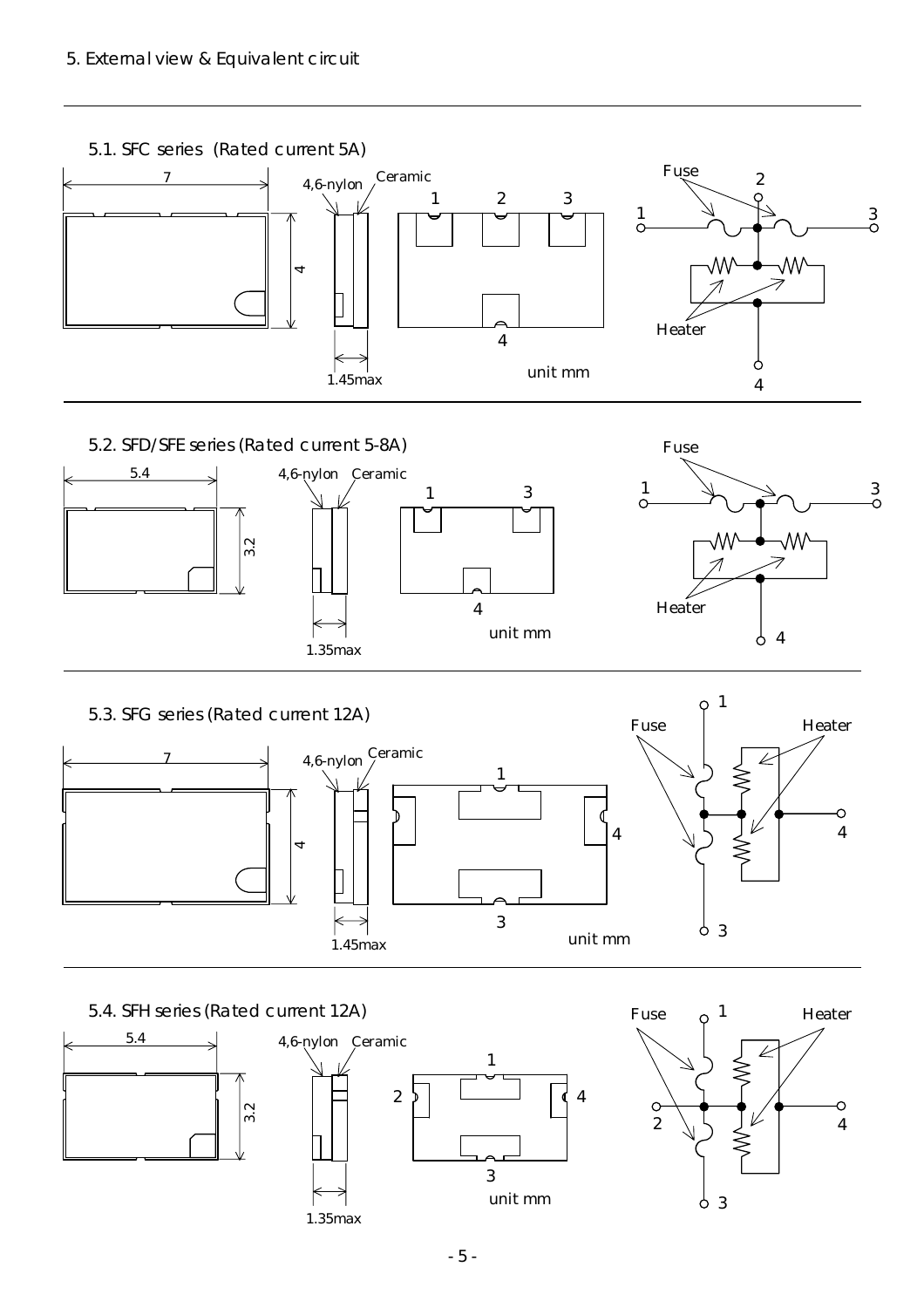# 5. External view & Equivalent circuit

## 5.1. SFC series (Rated current 5A)

7

4

4,6-nylon

Ceramic

1.45max

1 2 3

4

unit mm

Fuse

Heater

1 2 3 4

## 5.2. SFD/SFE series (Rated current 5-8A)

5.4

3.2

4,6-nylon

Ceramic

1.35max

1 3

4

unit mm

Fuse

Heater

1 3 4

## 5.3. SFG series (Rated current 12A)

7

4

4,6-nylon

Ceramic

1.45max

1

4

3

unit mm

Fuse

Heater

1 4 3

## 5.4. SFH series (Rated current 12A)

5.4

3.2

4,6-nylon

Ceramic

1.35max

1

2 4

3

unit mm

Fuse

Heater

1 2 4 3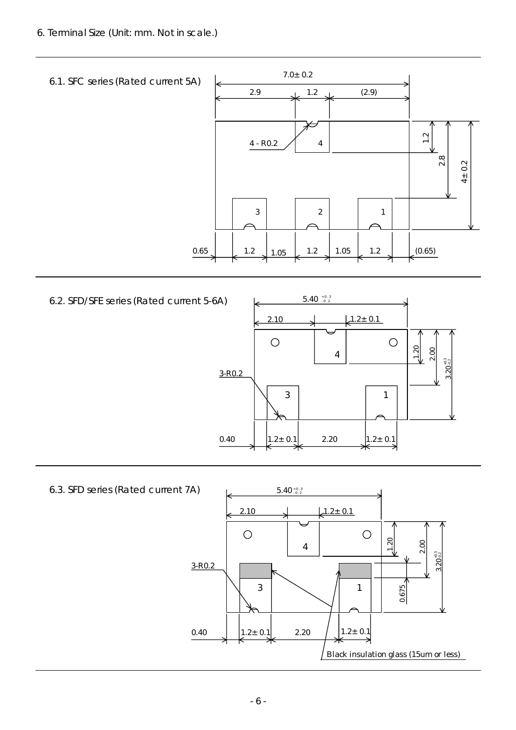6. Terminal Size (Unit: mm. Not in scale.)

6.1. SFC series (Rated current 5A)

7.0± 0.2

2.9 1.2 (2.9)

4 - R0.2

4

1.2

2.8

4± 0.2

3 2 1

0.65 1.2 1.05 1.2 1.05 1.2 (0.65)

6.2. SFD/SFE series (Rated current 5-6A)

$5.40^{+0.3}_{-0.2}$

2.10 1.2± 0.1

4

1.20

2.00

$3.20^{+0.3}_{-0.2}$

3-R0.2

3 1

0.40 1.2± 0.1 2.20 1.2± 0.1

6.3. SFD series (Rated current 7A)

$5.40^{+0.3}_{-0.2}$

2.10 1.2± 0.1

4

1.20

2.00

$3.20^{+0.3}_{-0.2}$

3-R0.2

3 1

0.675

0.40 1.2± 0.1 2.20 1.2± 0.1

Black insulation glass (15um or less)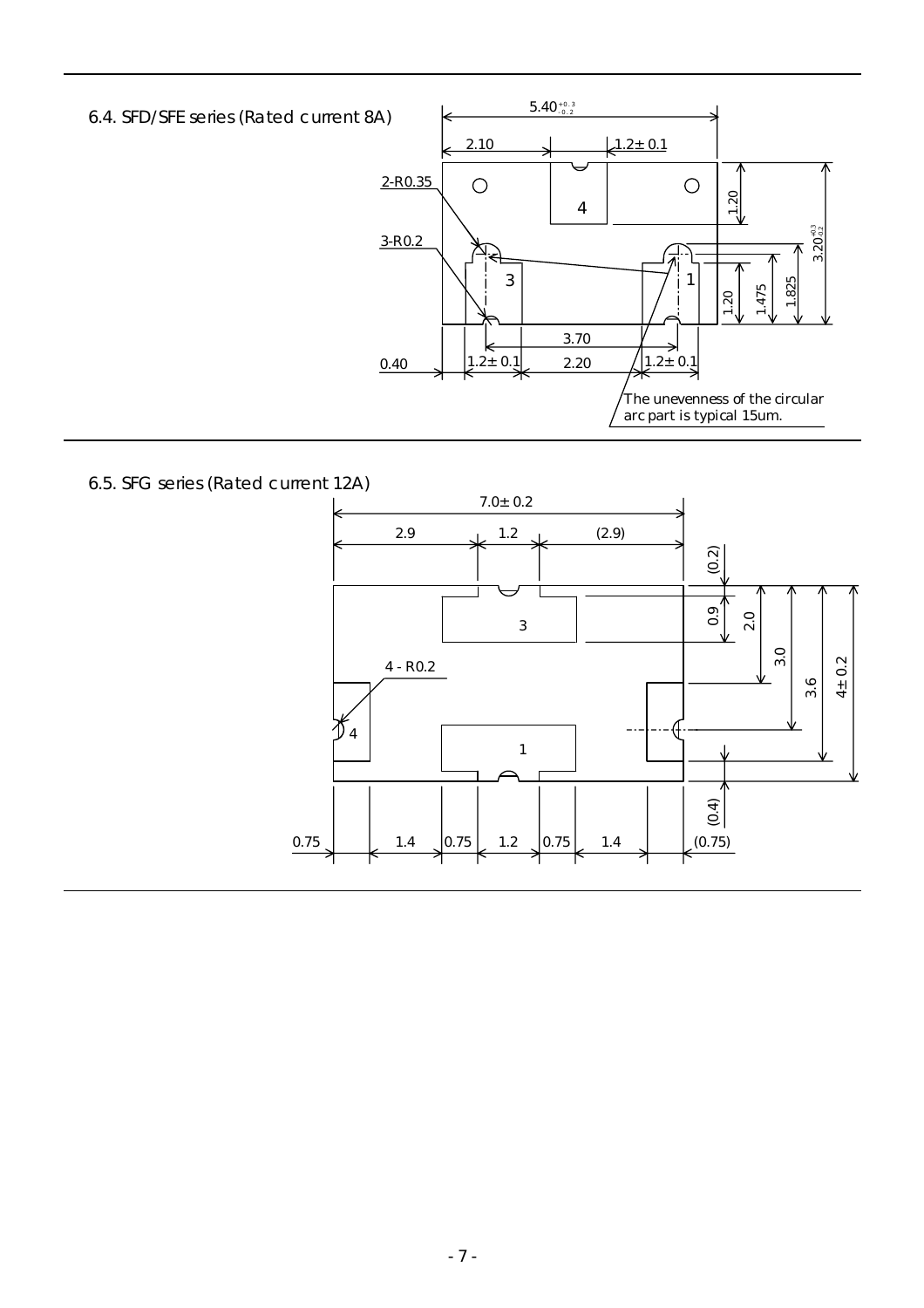6.4. SFD/SFE series (Rated current 8A)

$5.40^{+0.3}_{-0.2}$

2.10

1.2± 0.1

2-R0.35

3-R0.2

4

3

1

1.20

$3.20^{+0.3}_{-0.2}$

1.20

1.475

1.825

3.70

0.40

1.2± 0.1

2.20

1.2± 0.1

The unevenness of the circular arc part is typical 15um.

6.5. SFG series (Rated current 12A)

7.0± 0.2

2.9

1.2

(2.9)

(0.2)

0.9

2.0

3.0

3.6

4± 0.2

3

4 - R0.2

4

1

(0.4)

0.75

1.4

0.75

1.2

0.75

1.4

(0.75)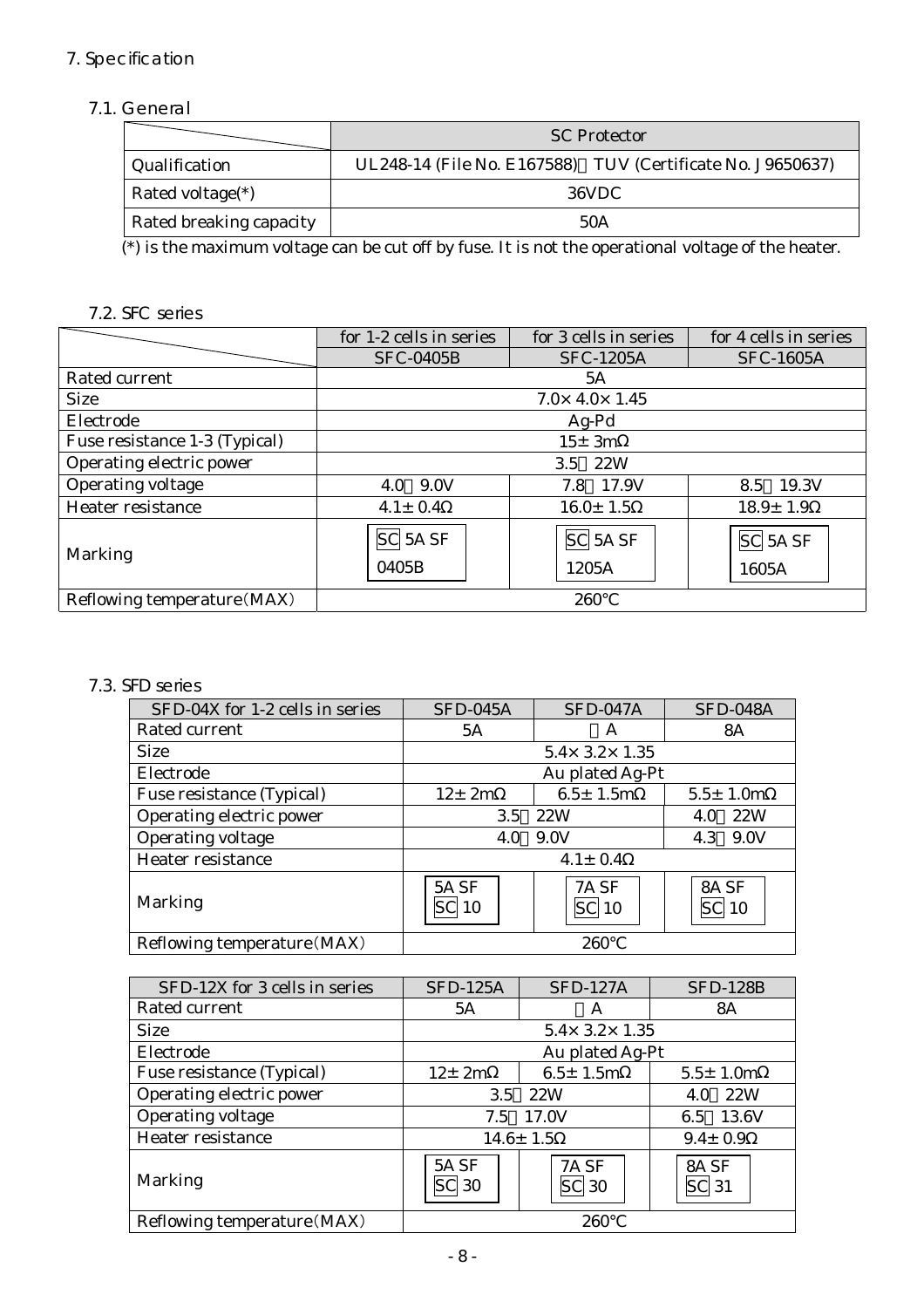## 7. Specification

### 7.1. General

| | SC Protector |
|---|---|
| Qualification | UL248-14 (File No. E167588) TUV (Certificate No. J9650637) |
| Rated voltage(*) | 36VDC |
| Rated breaking capacity | 50A |

(*) is the maximum voltage can be cut off by fuse. It is not the operational voltage of the heater.

### 7.2. SFC series

| | for 1-2 cells in series | for 3 cells in series | for 4 cells in series |
|---|---|---|---|
| | SFC-0405B | SFC-1205A | SFC-1605A |
| Rated current | 5A | | |
| Size | 7.0×4.0×1.45 | | |
| Electrode | Ag-Pd | | |
| Fuse resistance 1-3 (Typical) | 15±3mΩ | | |
| Operating electric power | 3.5 22W | | |
| Operating voltage | 4.0 9.0V | 7.8 17.9V | 8.5 19.3V |
| Heater resistance | 4.1±0.4Ω | 16.0±1.5Ω | 18.9±1.9Ω |
| Marking | SC 5A SF 0405B | SC 5A SF 1205A | SC 5A SF 1605A |
| Reflowing temperature(MAX) | 260°C | | |

### 7.3. SFD series

| SFD-04X for 1-2 cells in series | SFD-045A | SFD-047A | SFD-048A |
|---|---|---|---|
| Rated current | 5A | A | 8A |
| Size | 5.4×3.2×1.35 | | |
| Electrode | Au plated Ag-Pt | | |
| Fuse resistance (Typical) | 12±2mΩ | 6.5±1.5mΩ | 5.5±1.0mΩ |
| Operating electric power | 3.5 22W | | 4.0 22W |
| Operating voltage | 4.0 9.0V | | 4.3 9.0V |
| Heater resistance | 4.1±0.4Ω | | |
| Marking | 5A SF SC 10 | 7A SF SC 10 | 8A SF SC 10 |
| Reflowing temperature(MAX) | 260°C | | |

| SFD-12X for 3 cells in series | SFD-125A | SFD-127A | SFD-128B |
|---|---|---|---|
| Rated current | 5A | A | 8A |
| Size | 5.4×3.2×1.35 | | |
| Electrode | Au plated Ag-Pt | | |
| Fuse resistance (Typical) | 12±2mΩ | 6.5±1.5mΩ | 5.5±1.0mΩ |
| Operating electric power | 3.5 22W | | 4.0 22W |
| Operating voltage | 7.5 17.0V | | 6.5 13.6V |
| Heater resistance | 14.6±1.5Ω | | 9.4±0.9Ω |
| Marking | 5A SF SC 30 | 7A SF SC 30 | 8A SF SC 31 |
| Reflowing temperature(MAX) | 260°C | | |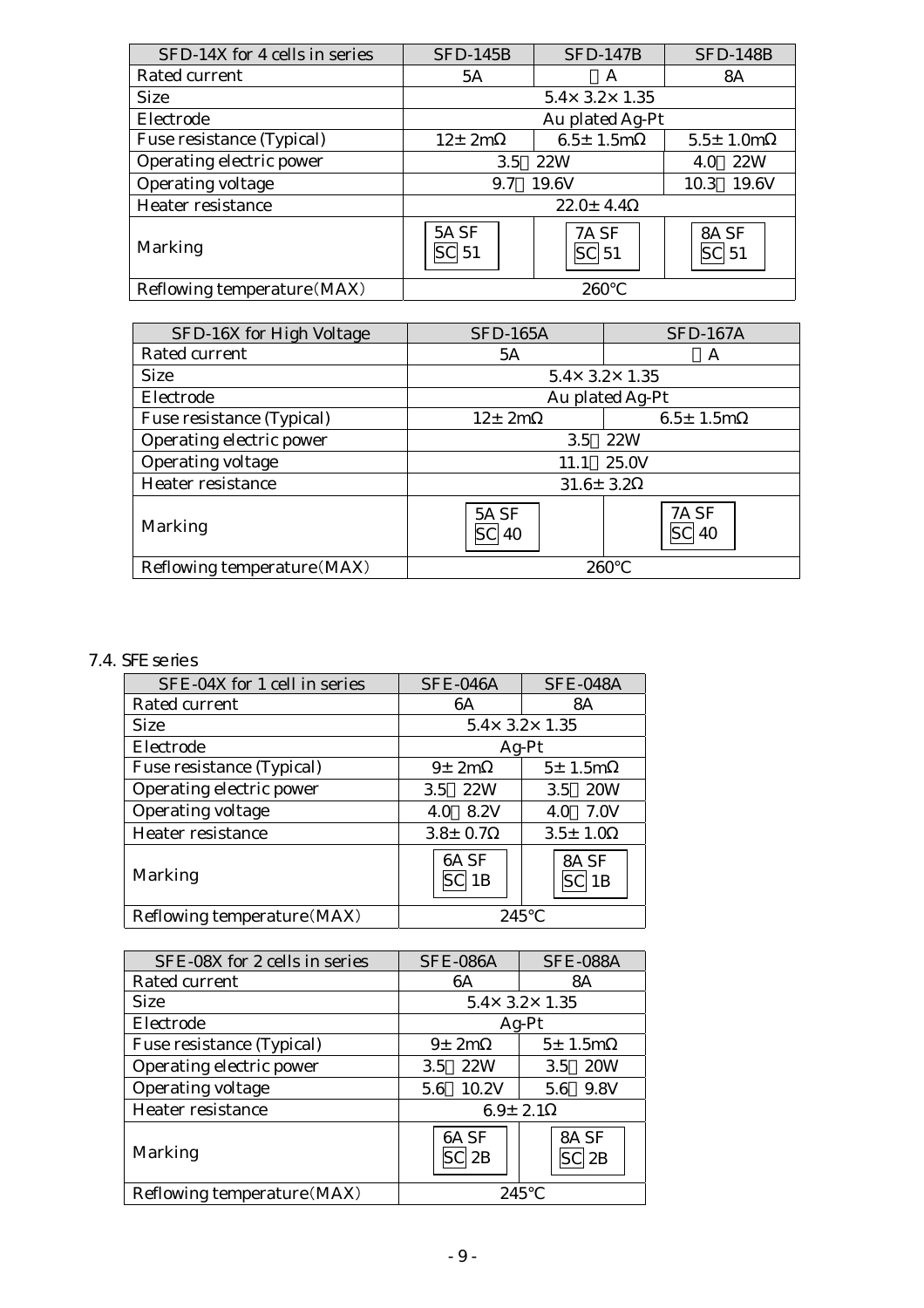| SFD-14X for 4 cells in series | SFD-145B | SFD-147B | SFD-148B |
|---|---|---|---|
| Rated current | 5A | A | 8A |
| Size | 5.4× 3.2× 1.35 | | |
| Electrode | Au plated Ag-Pt | | |
| Fuse resistance (Typical) | 12± 2mΩ | 6.5± 1.5mΩ | 5.5± 1.0mΩ |
| Operating electric power | 3.5 22W | | 4.0 22W |
| Operating voltage | 9.7 19.6V | | 10.3 19.6V |
| Heater resistance | 22.0± 4.4Ω | | |
| Marking | 5A SF SC 51 | 7A SF SC 51 | 8A SF SC 51 |
| Reflowing temperature(MAX) | 260℃ | | |

| SFD-16X for High Voltage | SFD-165A | SFD-167A |
|---|---|---|
| Rated current | 5A | A |
| Size | 5.4× 3.2× 1.35 | |
| Electrode | Au plated Ag-Pt | |
| Fuse resistance (Typical) | 12± 2mΩ | 6.5± 1.5mΩ |
| Operating electric power | 3.5 22W | |
| Operating voltage | 11.1 25.0V | |
| Heater resistance | 31.6± 3.2Ω | |
| Marking | 5A SF SC 40 | 7A SF SC 40 |
| Reflowing temperature(MAX) | 260℃ | |

## 7.4. SFE series

| SFE-04X for 1 cell in series | SFE-046A | SFE-048A |
|---|---|---|
| Rated current | 6A | 8A |
| Size | 5.4× 3.2× 1.35 | |
| Electrode | Ag-Pt | |
| Fuse resistance (Typical) | 9± 2mΩ | 5± 1.5mΩ |
| Operating electric power | 3.5 22W | 3.5 20W |
| Operating voltage | 4.0 8.2V | 4.0 7.0V |
| Heater resistance | 3.8± 0.7Ω | 3.5± 1.0Ω |
| Marking | 6A SF SC 1B | 8A SF SC 1B |
| Reflowing temperature(MAX) | 245℃ | |

| SFE-08X for 2 cells in series | SFE-086A | SFE-088A |
|---|---|---|
| Rated current | 6A | 8A |
| Size | 5.4× 3.2× 1.35 | |
| Electrode | Ag-Pt | |
| Fuse resistance (Typical) | 9± 2mΩ | 5± 1.5mΩ |
| Operating electric power | 3.5 22W | 3.5 20W |
| Operating voltage | 5.6 10.2V | 5.6 9.8V |
| Heater resistance | 6.9± 2.1Ω | |
| Marking | 6A SF SC 2B | 8A SF SC 2B |
| Reflowing temperature(MAX) | 245℃ | |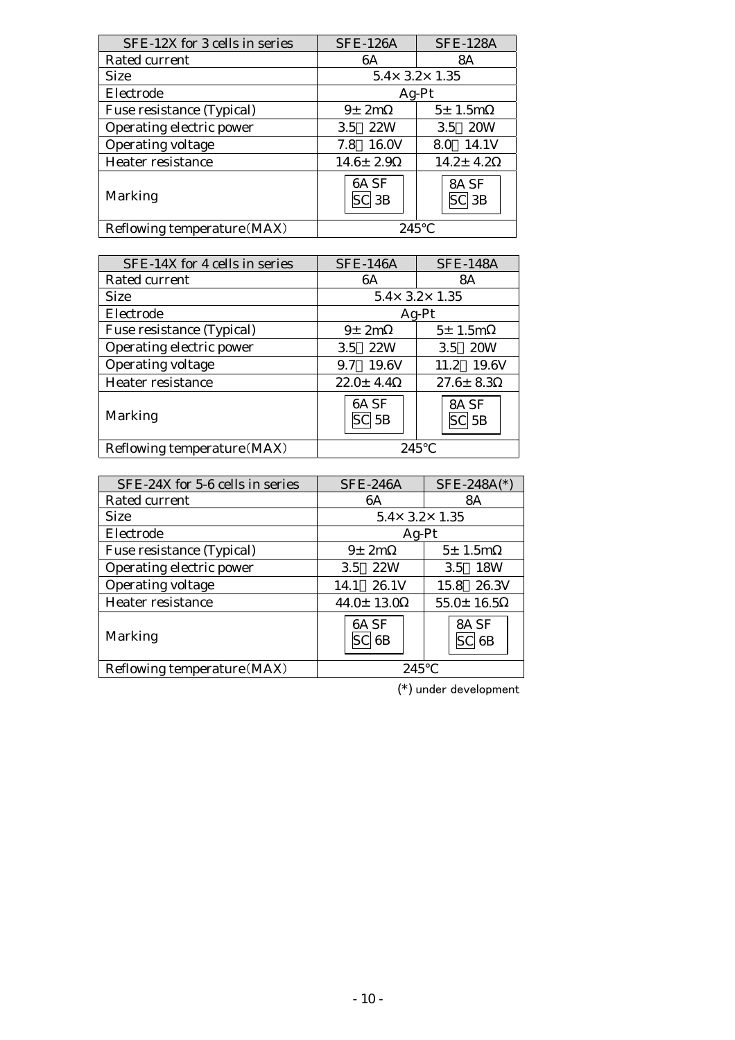| SFE-12X for 3 cells in series | SFE-126A | SFE-128A |
|---|---|---|
| Rated current | 6A | 8A |
| Size | 5.4× 3.2× 1.35 | |
| Electrode | Ag-Pt | |
| Fuse resistance (Typical) | 9± 2mΩ | 5± 1.5mΩ |
| Operating electric power | 3.5～22W | 3.5～20W |
| Operating voltage | 7.8～16.0V | 8.0～14.1V |
| Heater resistance | 14.6± 2.9Ω | 14.2± 4.2Ω |
| Marking | 6A SF SC 3B | 8A SF SC 3B |
| Reflowing temperature(MAX) | 245℃ | |

| SFE-14X for 4 cells in series | SFE-146A | SFE-148A |
|---|---|---|
| Rated current | 6A | 8A |
| Size | 5.4× 3.2× 1.35 | |
| Electrode | Ag-Pt | |
| Fuse resistance (Typical) | 9± 2mΩ | 5± 1.5mΩ |
| Operating electric power | 3.5～22W | 3.5～20W |
| Operating voltage | 9.7～19.6V | 11.2～19.6V |
| Heater resistance | 22.0± 4.4Ω | 27.6± 8.3Ω |
| Marking | 6A SF SC 5B | 8A SF SC 5B |
| Reflowing temperature(MAX) | 245℃ | |

| SFE-24X for 5-6 cells in series | SFE-246A | SFE-248A(*) |
|---|---|---|
| Rated current | 6A | 8A |
| Size | 5.4× 3.2× 1.35 | |
| Electrode | Ag-Pt | |
| Fuse resistance (Typical) | 9± 2mΩ | 5± 1.5mΩ |
| Operating electric power | 3.5～22W | 3.5～18W |
| Operating voltage | 14.1～26.1V | 15.8～26.3V |
| Heater resistance | 44.0± 13.0Ω | 55.0± 16.5Ω |
| Marking | 6A SF SC 6B | 8A SF SC 6B |
| Reflowing temperature(MAX) | 245℃ | |

(*) under development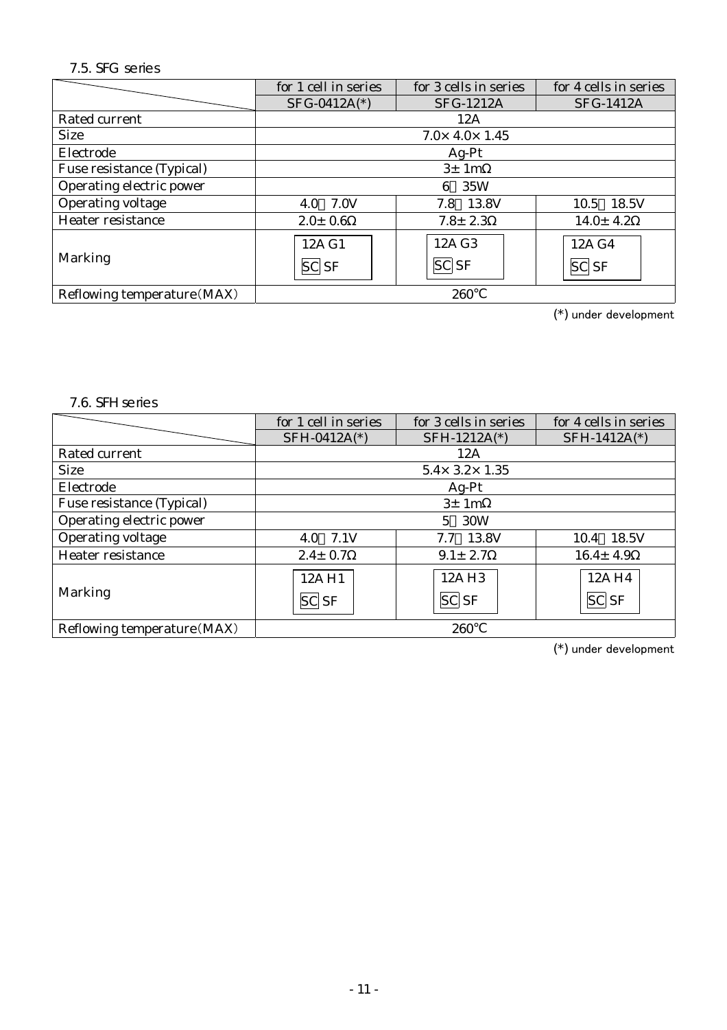### 7.5. SFG series

| | for 1 cell in series | for 3 cells in series | for 4 cells in series |
|---|---|---|---|
| | SFG-0412A(*) | SFG-1212A | SFG-1412A |
| Rated current | 12A | | |
| Size | 7.0×4.0×1.45 | | |
| Electrode | Ag-Pt | | |
| Fuse resistance (Typical) | 3±1mΩ | | |
| Operating electric power | 6～35W | | |
| Operating voltage | 4.0～7.0V | 7.8～13.8V | 10.5～18.5V |
| Heater resistance | 2.0±0.6Ω | 7.8±2.3Ω | 14.0±4.2Ω |
| Marking | 12A G1<br>SC SF | 12A G3<br>SC SF | 12A G4<br>SC SF |
| Reflowing temperature(MAX) | 260℃ | | |

(*) under development

### 7.6. SFH series

| | for 1 cell in series | for 3 cells in series | for 4 cells in series |
|---|---|---|---|
| | SFH-0412A(*) | SFH-1212A(*) | SFH-1412A(*) |
| Rated current | 12A | | |
| Size | 5.4×3.2×1.35 | | |
| Electrode | Ag-Pt | | |
| Fuse resistance (Typical) | 3±1mΩ | | |
| Operating electric power | 5～30W | | |
| Operating voltage | 4.0～7.1V | 7.7～13.8V | 10.4～18.5V |
| Heater resistance | 2.4±0.7Ω | 9.1±2.7Ω | 16.4±4.9Ω |
| Marking | 12A H1<br>SC SF | 12A H3<br>SC SF | 12A H4<br>SC SF |
| Reflowing temperature(MAX) | 260℃ | | |

(*) under development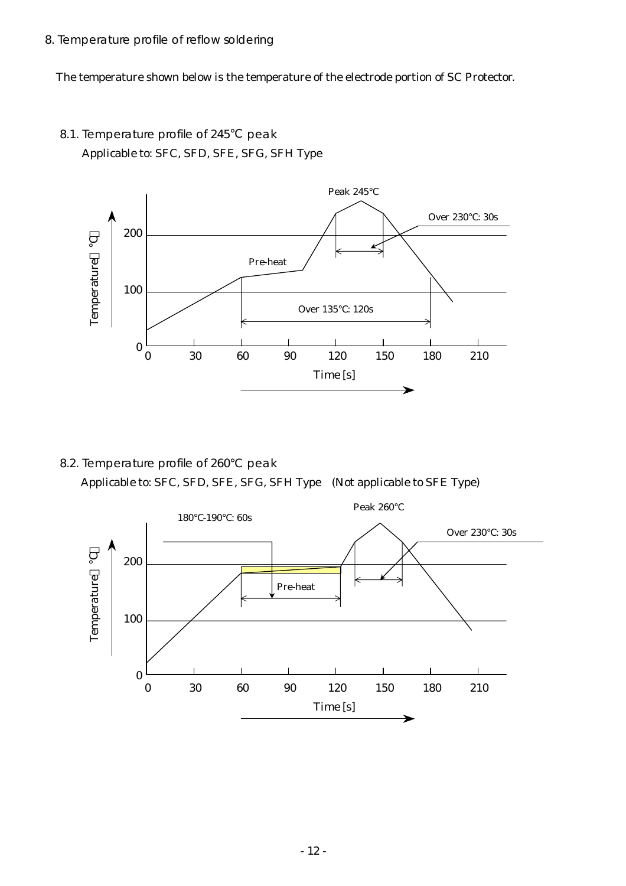8. Temperature profile of reflow soldering

The temperature shown below is the temperature of the electrode portion of SC Protector.

8.1. Temperature profile of 245°C peak

Applicable to: SFC, SFD, SFE, SFG, SFH Type

Peak 245°C

Over 230°C: 30s

Pre-heat

Over 135°C: 120s

Temperature（°C）

Time [s]

8.2. Temperature profile of 260°C peak

Applicable to: SFC, SFD, SFE, SFG, SFH Type (Not applicable to SFE Type)

Peak 260°C

180°C-190°C: 60s

Over 230°C: 30s

Pre-heat

Temperature（°C）

Time [s]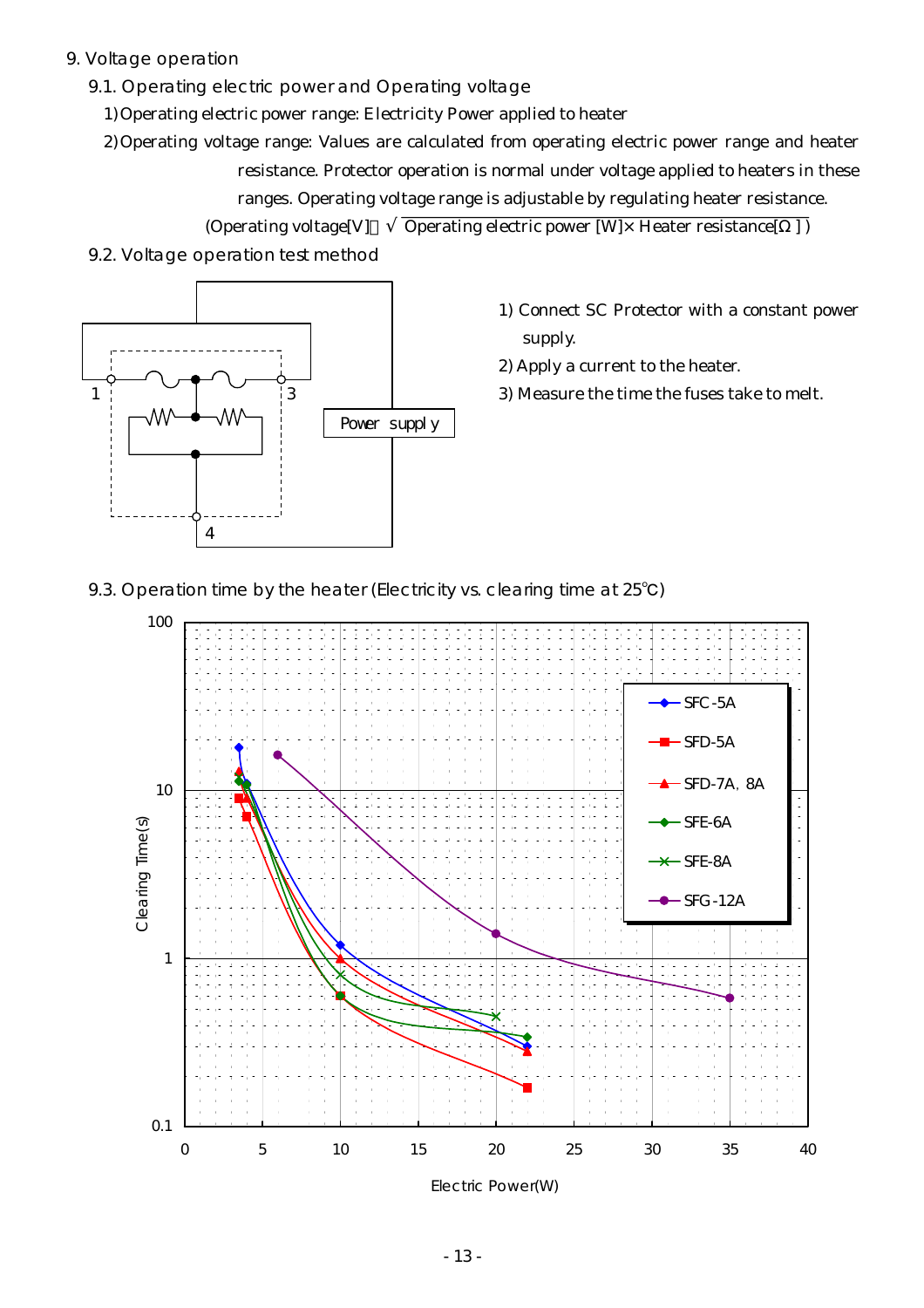9. Voltage operation

9.1. Operating electric power and Operating voltage

1) Operating electric power range: Electricity Power applied to heater

2) Operating voltage range: Values are calculated from operating electric power range and heater resistance. Protector operation is normal under voltage applied to heaters in these ranges. Operating voltage range is adjustable by regulating heater resistance.

(Operating voltage[V] $= \sqrt{\text{Operating electric power [W]} \times \text{Heater resistance}[\Omega]}$ )

9.2. Voltage operation test method

1) Connect SC Protector with a constant power supply.

2) Apply a current to the heater.

3) Measure the time the fuses take to melt.

9.3. Operation time by the heater (Electricity vs. clearing time at 25℃)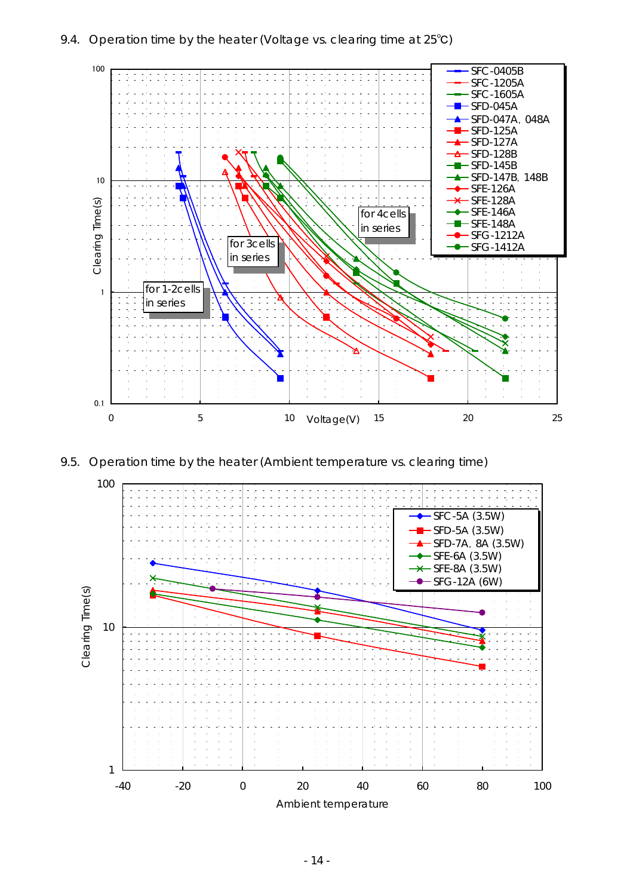## 9.4. Operation time by the heater (Voltage vs. clearing time at 25℃)

Clearing Time(s)

Voltage(V)

Legend: SFC-0405B, SFC-1205A, SFC-1605A, SFD-045A, SFD-047A, 048A, SFD-125A, SFD-127A, SFD-128B, SFD-145B, SFD-147B, 148B, SFE-126A, SFE-128A, SFE-146A, SFE-148A, SFG-1212A, SFG-1412A

for 1-2cells in series

for 3cells in series

for 4cells in series

## 9.5. Operation time by the heater (Ambient temperature vs. clearing time)

Clearing Time(s)

Ambient temperature

Legend: SFC-5A (3.5W), SFD-5A (3.5W), SFD-7A, 8A (3.5W), SFE-6A (3.5W), SFE-8A (3.5W), SFG-12A (6W)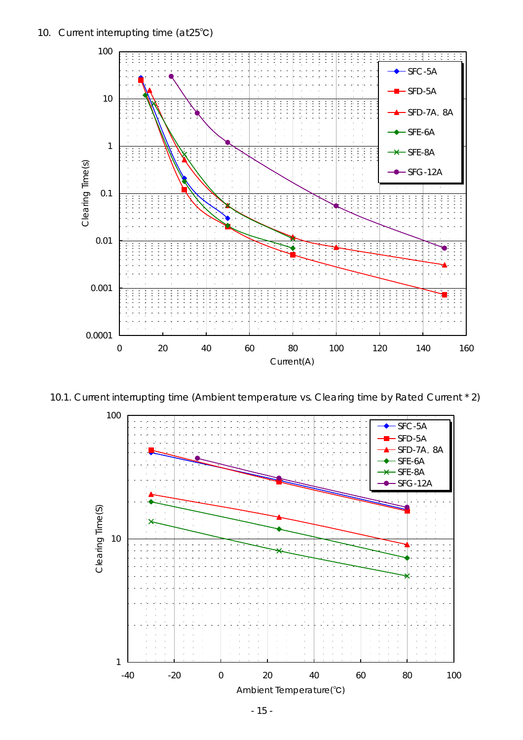10. Current interrupting time (at25℃)

10.1. Current interrupting time (Ambient temperature vs. Clearing time by Rated Current * 2)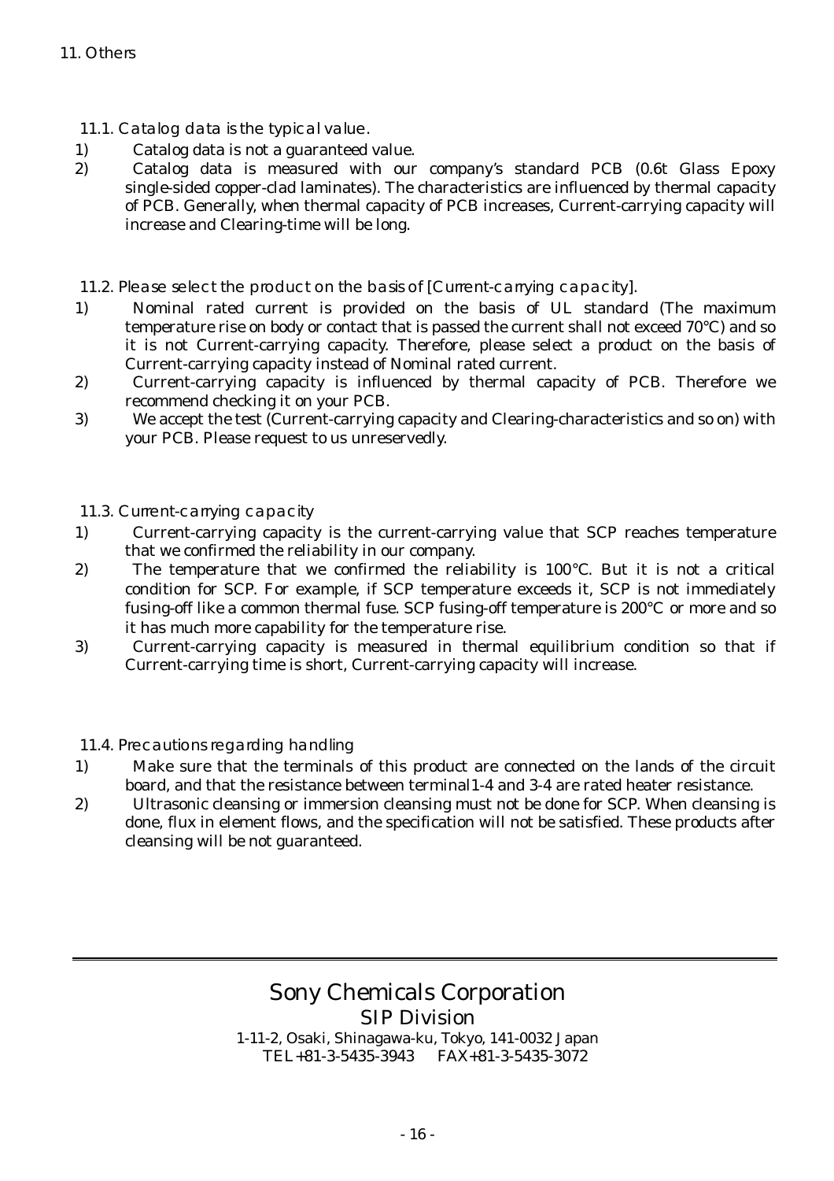# 11. Others

## 11.1. Catalog data is the typical value.

1) Catalog data is not a guaranteed value.
2) Catalog data is measured with our company's standard PCB (0.6t Glass Epoxy single-sided copper-clad laminates). The characteristics are influenced by thermal capacity of PCB. Generally, when thermal capacity of PCB increases, Current-carrying capacity will increase and Clearing-time will be long.

## 11.2. Please select the product on the basis of [Current-carrying capacity].

1) Nominal rated current is provided on the basis of UL standard (The maximum temperature rise on body or contact that is passed the current shall not exceed 70°C) and so it is not Current-carrying capacity. Therefore, please select a product on the basis of Current-carrying capacity instead of Nominal rated current.
2) Current-carrying capacity is influenced by thermal capacity of PCB. Therefore we recommend checking it on your PCB.
3) We accept the test (Current-carrying capacity and Clearing-characteristics and so on) with your PCB. Please request to us unreservedly.

## 11.3. Current-carrying capacity

1) Current-carrying capacity is the current-carrying value that SCP reaches temperature that we confirmed the reliability in our company.
2) The temperature that we confirmed the reliability is 100°C. But it is not a critical condition for SCP. For example, if SCP temperature exceeds it, SCP is not immediately fusing-off like a common thermal fuse. SCP fusing-off temperature is 200°C or more and so it has much more capability for the temperature rise.
3) Current-carrying capacity is measured in thermal equilibrium condition so that if Current-carrying time is short, Current-carrying capacity will increase.

## 11.4. Precautions regarding handling

1) Make sure that the terminals of this product are connected on the lands of the circuit board, and that the resistance between terminal1-4 and 3-4 are rated heater resistance.
2) Ultrasonic cleansing or immersion cleansing must not be done for SCP. When cleansing is done, flux in element flows, and the specification will not be satisfied. These products after cleansing will be not guaranteed.

---

Sony Chemicals Corporation

SIP Division

1-11-2, Osaki, Shinagawa-ku, Tokyo, 141-0032 Japan

TEL+81-3-5435-3943 FAX+81-3-5435-3072